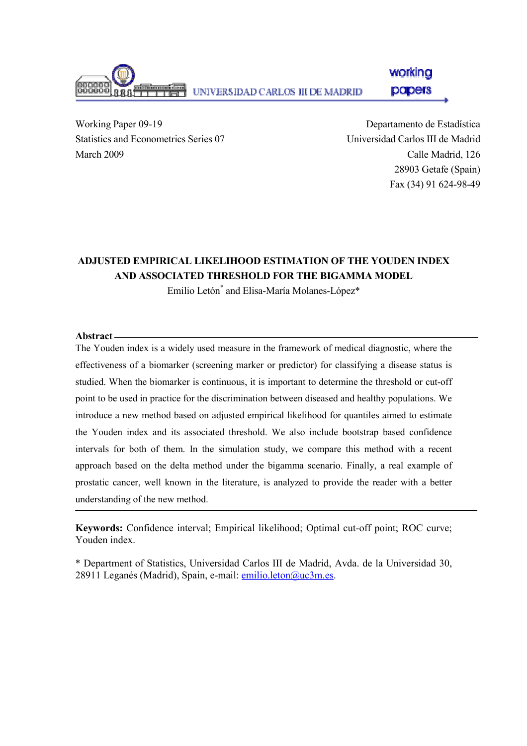UNIVERSIDAD CARLOS III DE MADRID

working papers

Working Paper 09-19
Statistics and Econometrics Series 07
March 2009

Departamento de Estadística
Universidad Carlos III de Madrid
Calle Madrid, 126
28903 Getafe (Spain)
Fax (34) 91 624-98-49

# ADJUSTED EMPIRICAL LIKELIHOOD ESTIMATION OF THE YOUDEN INDEX AND ASSOCIATED THRESHOLD FOR THE BIGAMMA MODEL

Emilio Letón* and Elisa-María Molanes-López*

## Abstract

The Youden index is a widely used measure in the framework of medical diagnostic, where the effectiveness of a biomarker (screening marker or predictor) for classifying a disease status is studied. When the biomarker is continuous, it is important to determine the threshold or cut-off point to be used in practice for the discrimination between diseased and healthy populations. We introduce a new method based on adjusted empirical likelihood for quantiles aimed to estimate the Youden index and its associated threshold. We also include bootstrap based confidence intervals for both of them. In the simulation study, we compare this method with a recent approach based on the delta method under the bigamma scenario. Finally, a real example of prostatic cancer, well known in the literature, is analyzed to provide the reader with a better understanding of the new method.

**Keywords:** Confidence interval; Empirical likelihood; Optimal cut-off point; ROC curve; Youden index.

\* Department of Statistics, Universidad Carlos III de Madrid, Avda. de la Universidad 30, 28911 Leganés (Madrid), Spain, e-mail: emilio.leton@uc3m.es.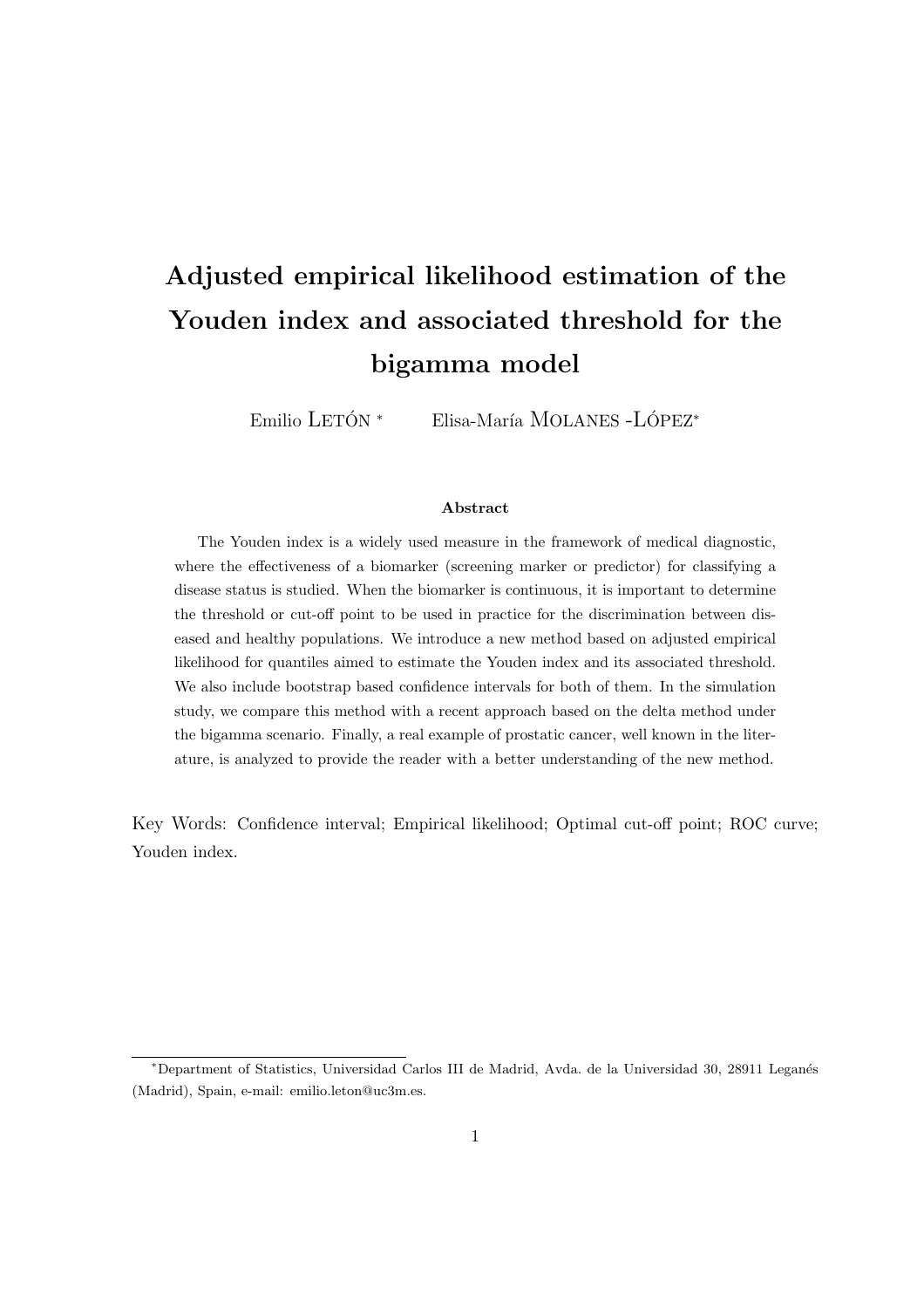# Adjusted empirical likelihood estimation of the Youden index and associated threshold for the bigamma model

Emilio LETÓN *     Elisa-María MOLANES -LÓPEZ*

### Abstract

The Youden index is a widely used measure in the framework of medical diagnostic, where the effectiveness of a biomarker (screening marker or predictor) for classifying a disease status is studied. When the biomarker is continuous, it is important to determine the threshold or cut-off point to be used in practice for the discrimination between diseased and healthy populations. We introduce a new method based on adjusted empirical likelihood for quantiles aimed to estimate the Youden index and its associated threshold. We also include bootstrap based confidence intervals for both of them. In the simulation study, we compare this method with a recent approach based on the delta method under the bigamma scenario. Finally, a real example of prostatic cancer, well known in the literature, is analyzed to provide the reader with a better understanding of the new method.

Key Words: Confidence interval; Empirical likelihood; Optimal cut-off point; ROC curve; Youden index.

---

*Department of Statistics, Universidad Carlos III de Madrid, Avda. de la Universidad 30, 28911 Leganés (Madrid), Spain, e-mail: emilio.leton@uc3m.es.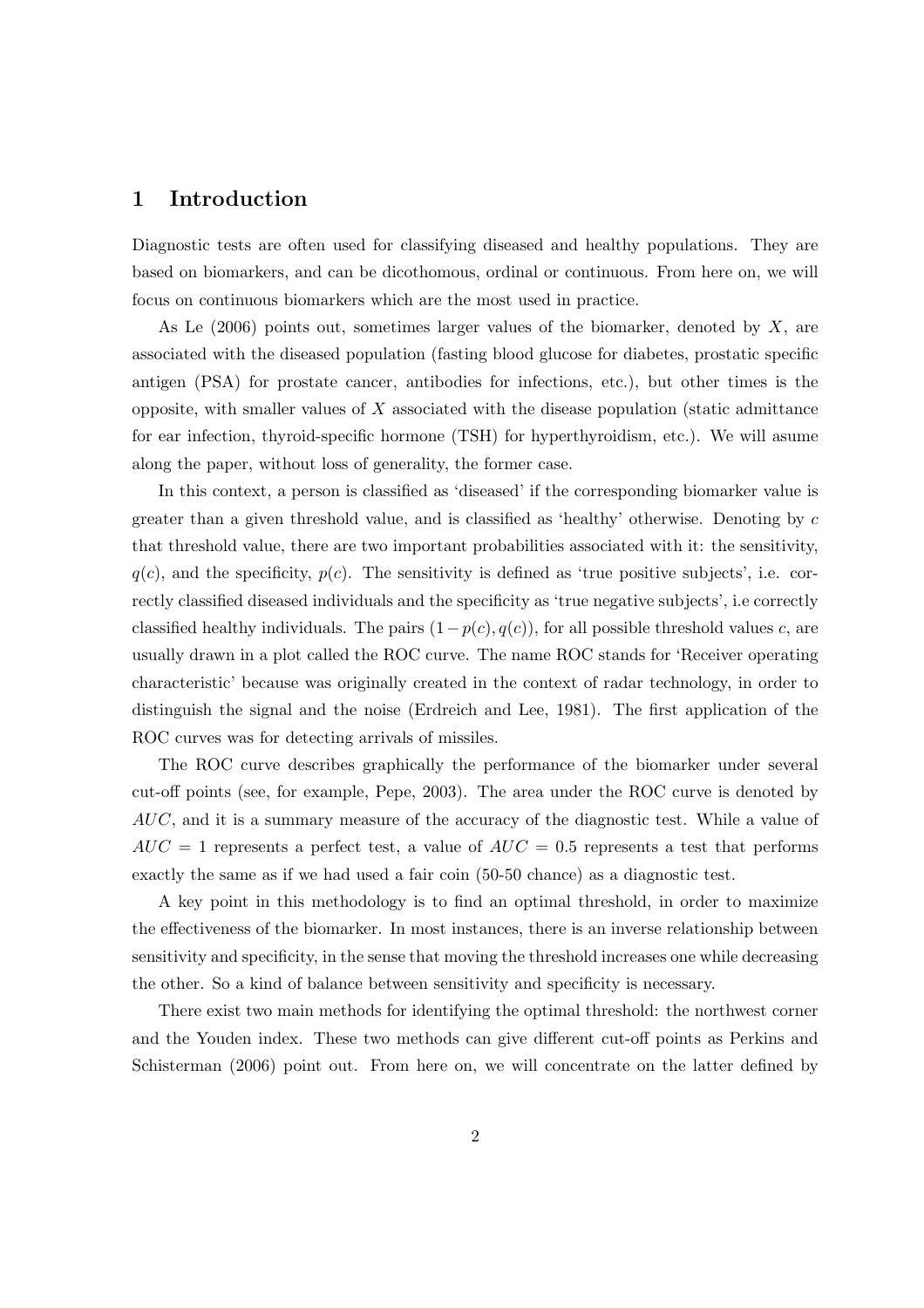# 1 Introduction

Diagnostic tests are often used for classifying diseased and healthy populations. They are based on biomarkers, and can be dicothomous, ordinal or continuous. From here on, we will focus on continuous biomarkers which are the most used in practice.

As Le (2006) points out, sometimes larger values of the biomarker, denoted by $X$, are associated with the diseased population (fasting blood glucose for diabetes, prostatic specific antigen (PSA) for prostate cancer, antibodies for infections, etc.), but other times is the opposite, with smaller values of $X$ associated with the disease population (static admittance for ear infection, thyroid-specific hormone (TSH) for hyperthyroidism, etc.). We will asume along the paper, without loss of generality, the former case.

In this context, a person is classified as 'diseased' if the corresponding biomarker value is greater than a given threshold value, and is classified as 'healthy' otherwise. Denoting by $c$ that threshold value, there are two important probabilities associated with it: the sensitivity, $q(c)$, and the specificity, $p(c)$. The sensitivity is defined as 'true positive subjects', i.e. correctly classified diseased individuals and the specificity as 'true negative subjects', i.e correctly classified healthy individuals. The pairs $(1 - p(c), q(c))$, for all possible threshold values $c$, are usually drawn in a plot called the ROC curve. The name ROC stands for 'Receiver operating characteristic' because was originally created in the context of radar technology, in order to distinguish the signal and the noise (Erdreich and Lee, 1981). The first application of the ROC curves was for detecting arrivals of missiles.

The ROC curve describes graphically the performance of the biomarker under several cut-off points (see, for example, Pepe, 2003). The area under the ROC curve is denoted by $AUC$, and it is a summary measure of the accuracy of the diagnostic test. While a value of $AUC = 1$ represents a perfect test, a value of $AUC = 0.5$ represents a test that performs exactly the same as if we had used a fair coin (50-50 chance) as a diagnostic test.

A key point in this methodology is to find an optimal threshold, in order to maximize the effectiveness of the biomarker. In most instances, there is an inverse relationship between sensitivity and specificity, in the sense that moving the threshold increases one while decreasing the other. So a kind of balance between sensitivity and specificity is necessary.

There exist two main methods for identifying the optimal threshold: the northwest corner and the Youden index. These two methods can give different cut-off points as Perkins and Schisterman (2006) point out. From here on, we will concentrate on the latter defined by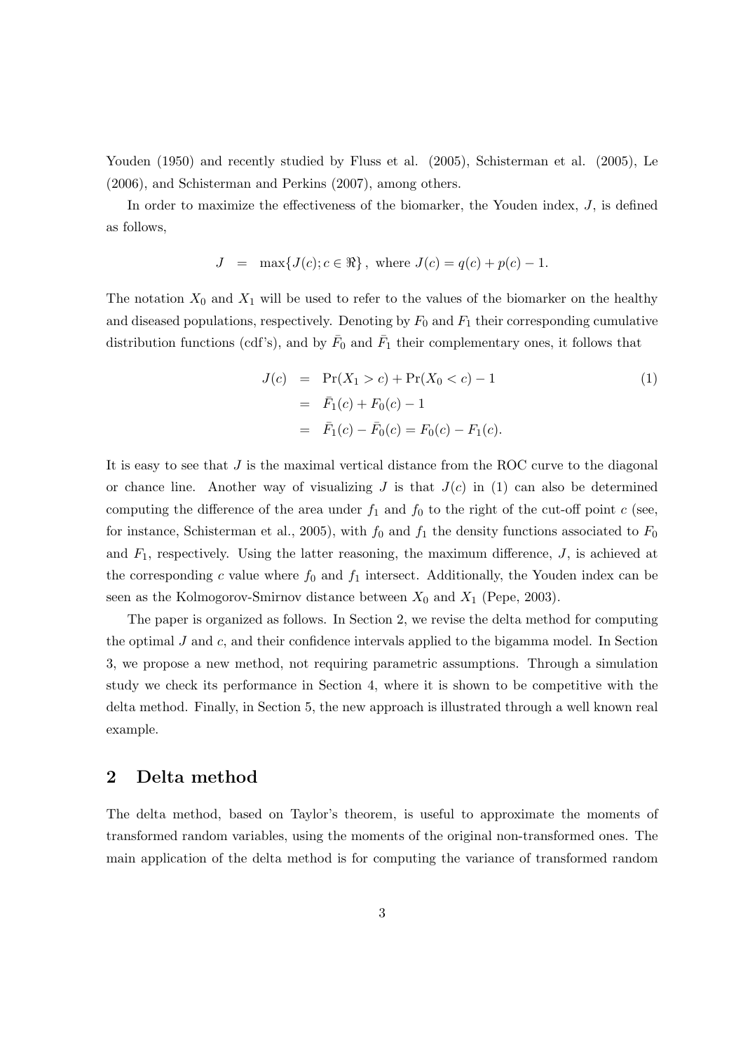Youden (1950) and recently studied by Fluss et al. (2005), Schisterman et al. (2005), Le (2006), and Schisterman and Perkins (2007), among others.

In order to maximize the effectiveness of the biomarker, the Youden index, $J$, is defined as follows,

$$J \;=\; \max\{J(c); c \in \Re\}\,, \text{ where } J(c) = q(c) + p(c) - 1.$$

The notation $X_0$ and $X_1$ will be used to refer to the values of the biomarker on the healthy and diseased populations, respectively. Denoting by $F_0$ and $F_1$ their corresponding cumulative distribution functions (cdf's), and by $\bar{F}_0$ and $\bar{F}_1$ their complementary ones, it follows that

$$\begin{aligned} J(c) &= \Pr(X_1 > c) + \Pr(X_0 < c) - 1 \\ &= \bar{F}_1(c) + F_0(c) - 1 \\ &= \bar{F}_1(c) - \bar{F}_0(c) = F_0(c) - F_1(c). \end{aligned} \tag{1}$$

It is easy to see that $J$ is the maximal vertical distance from the ROC curve to the diagonal or chance line. Another way of visualizing $J$ is that $J(c)$ in (1) can also be determined computing the difference of the area under $f_1$ and $f_0$ to the right of the cut-off point $c$ (see, for instance, Schisterman et al., 2005), with $f_0$ and $f_1$ the density functions associated to $F_0$ and $F_1$, respectively. Using the latter reasoning, the maximum difference, $J$, is achieved at the corresponding $c$ value where $f_0$ and $f_1$ intersect. Additionally, the Youden index can be seen as the Kolmogorov-Smirnov distance between $X_0$ and $X_1$ (Pepe, 2003).

The paper is organized as follows. In Section 2, we revise the delta method for computing the optimal $J$ and $c$, and their confidence intervals applied to the bigamma model. In Section 3, we propose a new method, not requiring parametric assumptions. Through a simulation study we check its performance in Section 4, where it is shown to be competitive with the delta method. Finally, in Section 5, the new approach is illustrated through a well known real example.

## 2 Delta method

The delta method, based on Taylor's theorem, is useful to approximate the moments of transformed random variables, using the moments of the original non-transformed ones. The main application of the delta method is for computing the variance of transformed random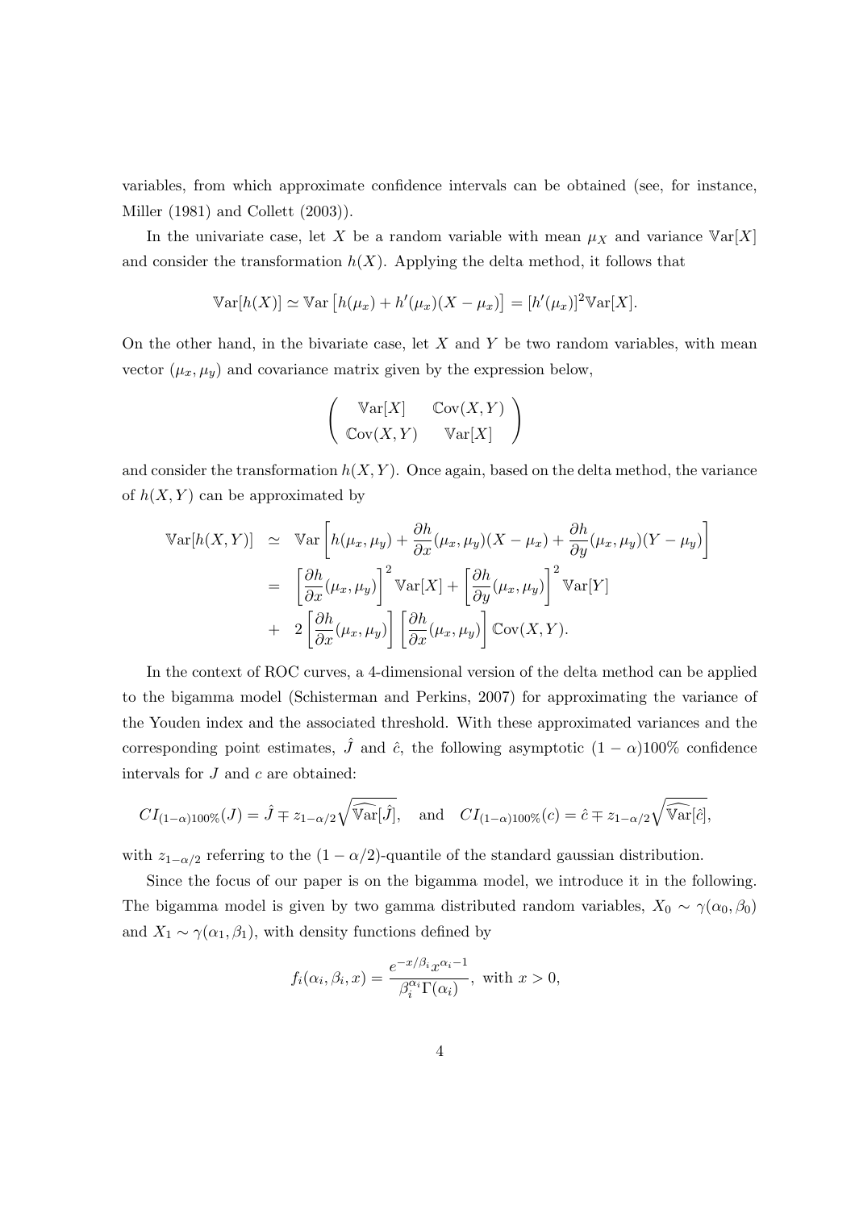variables, from which approximate confidence intervals can be obtained (see, for instance, Miller (1981) and Collett (2003)).

In the univariate case, let $X$ be a random variable with mean $\mu_X$ and variance $\mathbb{V}\text{ar}[X]$ and consider the transformation $h(X)$. Applying the delta method, it follows that

$$\mathbb{V}\text{ar}[h(X)] \simeq \mathbb{V}\text{ar}\left[h(\mu_x) + h'(\mu_x)(X - \mu_x)\right] = [h'(\mu_x)]^2 \mathbb{V}\text{ar}[X].$$

On the other hand, in the bivariate case, let $X$ and $Y$ be two random variables, with mean vector $(\mu_x, \mu_y)$ and covariance matrix given by the expression below,

$$\begin{pmatrix} \mathbb{V}\text{ar}[X] & \mathbb{C}\text{ov}(X,Y) \\ \mathbb{C}\text{ov}(X,Y) & \mathbb{V}\text{ar}[X] \end{pmatrix}$$

and consider the transformation $h(X, Y)$. Once again, based on the delta method, the variance of $h(X, Y)$ can be approximated by

$$\begin{aligned}
\mathbb{V}\text{ar}[h(X,Y)] &\simeq \mathbb{V}\text{ar}\left[h(\mu_x,\mu_y) + \frac{\partial h}{\partial x}(\mu_x,\mu_y)(X-\mu_x) + \frac{\partial h}{\partial y}(\mu_x,\mu_y)(Y-\mu_y)\right] \\
&= \left[\frac{\partial h}{\partial x}(\mu_x,\mu_y)\right]^2 \mathbb{V}\text{ar}[X] + \left[\frac{\partial h}{\partial y}(\mu_x,\mu_y)\right]^2 \mathbb{V}\text{ar}[Y] \\
&+ \ 2\left[\frac{\partial h}{\partial x}(\mu_x,\mu_y)\right]\left[\frac{\partial h}{\partial x}(\mu_x,\mu_y)\right] \mathbb{C}\text{ov}(X,Y).
\end{aligned}$$

In the context of ROC curves, a 4-dimensional version of the delta method can be applied to the bigamma model (Schisterman and Perkins, 2007) for approximating the variance of the Youden index and the associated threshold. With these approximated variances and the corresponding point estimates, $\hat{J}$ and $\hat{c}$, the following asymptotic $(1-\alpha)100\%$ confidence intervals for $J$ and $c$ are obtained:

$$CI_{(1-\alpha)100\%}(J) = \hat{J} \mp z_{1-\alpha/2}\sqrt{\widehat{\mathbb{V}\text{ar}}[\hat{J}]}, \quad \text{and} \quad CI_{(1-\alpha)100\%}(c) = \hat{c} \mp z_{1-\alpha/2}\sqrt{\widehat{\mathbb{V}\text{ar}}[\hat{c}]},$$

with $z_{1-\alpha/2}$ referring to the $(1-\alpha/2)$-quantile of the standard gaussian distribution.

Since the focus of our paper is on the bigamma model, we introduce it in the following. The bigamma model is given by two gamma distributed random variables, $X_0 \sim \gamma(\alpha_0, \beta_0)$ and $X_1 \sim \gamma(\alpha_1, \beta_1)$, with density functions defined by

$$f_i(\alpha_i, \beta_i, x) = \frac{e^{-x/\beta_i} x^{\alpha_i - 1}}{\beta_i^{\alpha_i}\Gamma(\alpha_i)}, \text{ with } x > 0,$$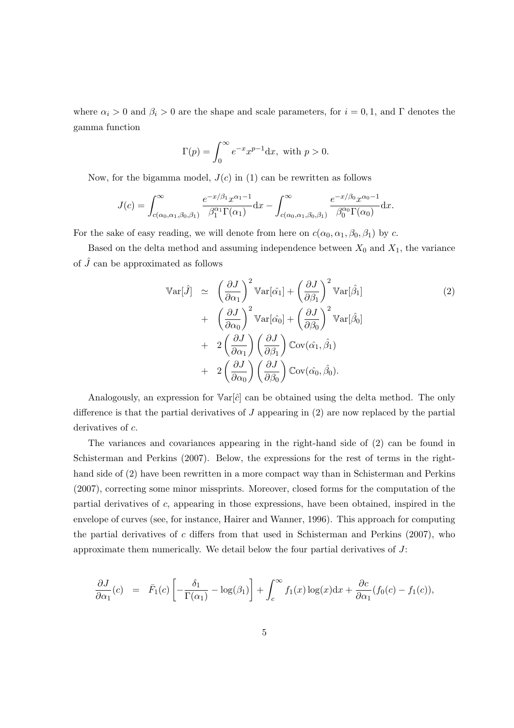where $\alpha_i > 0$ and $\beta_i > 0$ are the shape and scale parameters, for $i = 0, 1$, and $\Gamma$ denotes the gamma function

$$\Gamma(p) = \int_0^\infty e^{-x} x^{p-1} \mathrm{d}x, \text{ with } p > 0.$$

Now, for the bigamma model, $J(c)$ in (1) can be rewritten as follows

$$J(c) = \int_{c(\alpha_0,\alpha_1,\beta_0,\beta_1)}^\infty \frac{e^{-x/\beta_1} x^{\alpha_1 - 1}}{\beta_1^{\alpha_1}\Gamma(\alpha_1)} \mathrm{d}x - \int_{c(\alpha_0,\alpha_1,\beta_0,\beta_1)}^\infty \frac{e^{-x/\beta_0} x^{\alpha_0 - 1}}{\beta_0^{\alpha_0}\Gamma(\alpha_0)} \mathrm{d}x.$$

For the sake of easy reading, we will denote from here on $c(\alpha_0, \alpha_1, \beta_0, \beta_1)$ by $c$.

Based on the delta method and assuming independence between $X_0$ and $X_1$, the variance of $\hat{J}$ can be approximated as follows

$$\begin{aligned}
\mathbb{V}\mathrm{ar}[\hat{J}] \;\; &\simeq \;\; \left(\frac{\partial J}{\partial \alpha_1}\right)^2 \mathbb{V}\mathrm{ar}[\hat{\alpha_1}] + \left(\frac{\partial J}{\partial \beta_1}\right)^2 \mathbb{V}\mathrm{ar}[\hat{\beta_1}] \\
&+ \;\; \left(\frac{\partial J}{\partial \alpha_0}\right)^2 \mathbb{V}\mathrm{ar}[\hat{\alpha_0}] + \left(\frac{\partial J}{\partial \beta_0}\right)^2 \mathbb{V}\mathrm{ar}[\hat{\beta_0}] \\
&+ \;\; 2\left(\frac{\partial J}{\partial \alpha_1}\right)\left(\frac{\partial J}{\partial \beta_1}\right) \mathbb{C}\mathrm{ov}(\hat{\alpha_1}, \hat{\beta_1}) \\
&+ \;\; 2\left(\frac{\partial J}{\partial \alpha_0}\right)\left(\frac{\partial J}{\partial \beta_0}\right) \mathbb{C}\mathrm{ov}(\hat{\alpha_0}, \hat{\beta_0}).
\end{aligned} \tag{2}$$

Analogously, an expression for $\mathbb{V}\mathrm{ar}[\hat{c}]$ can be obtained using the delta method. The only difference is that the partial derivatives of $J$ appearing in (2) are now replaced by the partial derivatives of $c$.

The variances and covariances appearing in the right-hand side of (2) can be found in Schisterman and Perkins (2007). Below, the expressions for the rest of terms in the right-hand side of (2) have been rewritten in a more compact way than in Schisterman and Perkins (2007), correcting some minor missprints. Moreover, closed forms for the computation of the partial derivatives of $c$, appearing in those expressions, have been obtained, inspired in the envelope of curves (see, for instance, Hairer and Wanner, 1996). This approach for computing the partial derivatives of $c$ differs from that used in Schisterman and Perkins (2007), who approximate them numerically. We detail below the four partial derivatives of $J$:

$$\frac{\partial J}{\partial \alpha_1}(c) \;\; = \;\; \bar{F}_1(c)\left[-\frac{\delta_1}{\Gamma(\alpha_1)} - \log(\beta_1)\right] + \int_c^\infty f_1(x)\log(x)\mathrm{d}x + \frac{\partial c}{\partial \alpha_1}(f_0(c) - f_1(c)),$$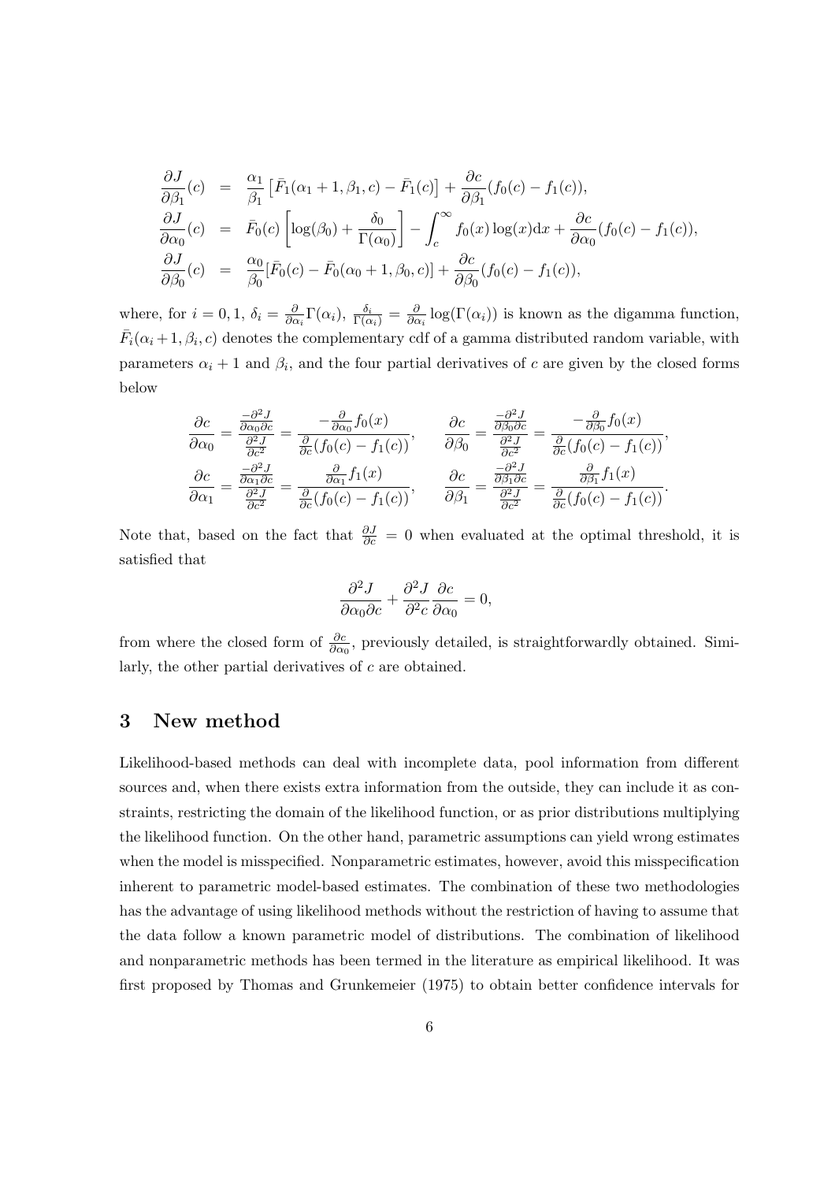$$
\begin{aligned}
\frac{\partial J}{\partial \beta_1}(c) &= \frac{\alpha_1}{\beta_1}\left[\bar{F}_1(\alpha_1+1,\beta_1,c) - \bar{F}_1(c)\right] + \frac{\partial c}{\partial \beta_1}(f_0(c) - f_1(c)), \\
\frac{\partial J}{\partial \alpha_0}(c) &= \bar{F}_0(c)\left[\log(\beta_0) + \frac{\delta_0}{\Gamma(\alpha_0)}\right] - \int_c^\infty f_0(x)\log(x)\mathrm{d}x + \frac{\partial c}{\partial \alpha_0}(f_0(c) - f_1(c)), \\
\frac{\partial J}{\partial \beta_0}(c) &= \frac{\alpha_0}{\beta_0}[\bar{F}_0(c) - \bar{F}_0(\alpha_0+1,\beta_0,c)] + \frac{\partial c}{\partial \beta_0}(f_0(c) - f_1(c)),
\end{aligned}
$$

where, for $i = 0, 1$, $\delta_i = \frac{\partial}{\partial \alpha_i}\Gamma(\alpha_i)$, $\frac{\delta_i}{\Gamma(\alpha_i)} = \frac{\partial}{\partial \alpha_i}\log(\Gamma(\alpha_i))$ is known as the digamma function, $\bar{F}_i(\alpha_i+1,\beta_i,c)$ denotes the complementary cdf of a gamma distributed random variable, with parameters $\alpha_i + 1$ and $\beta_i$, and the four partial derivatives of $c$ are given by the closed forms below

$$
\frac{\partial c}{\partial \alpha_0} = \frac{\frac{-\partial^2 J}{\partial \alpha_0 \partial c}}{\frac{\partial^2 J}{\partial c^2}} = \frac{-\frac{\partial}{\partial \alpha_0}f_0(x)}{\frac{\partial}{\partial c}(f_0(c) - f_1(c))}, \qquad \frac{\partial c}{\partial \beta_0} = \frac{\frac{-\partial^2 J}{\partial \beta_0 \partial c}}{\frac{\partial^2 J}{\partial c^2}} = \frac{-\frac{\partial}{\partial \beta_0}f_0(x)}{\frac{\partial}{\partial c}(f_0(c) - f_1(c))},
$$

$$
\frac{\partial c}{\partial \alpha_1} = \frac{\frac{-\partial^2 J}{\partial \alpha_1 \partial c}}{\frac{\partial^2 J}{\partial c^2}} = \frac{\frac{\partial}{\partial \alpha_1}f_1(x)}{\frac{\partial}{\partial c}(f_0(c) - f_1(c))}, \qquad \frac{\partial c}{\partial \beta_1} = \frac{\frac{-\partial^2 J}{\partial \beta_1 \partial c}}{\frac{\partial^2 J}{\partial c^2}} = \frac{\frac{\partial}{\partial \beta_1}f_1(x)}{\frac{\partial}{\partial c}(f_0(c) - f_1(c))}.
$$

Note that, based on the fact that $\frac{\partial J}{\partial c} = 0$ when evaluated at the optimal threshold, it is satisfied that

$$
\frac{\partial^2 J}{\partial \alpha_0 \partial c} + \frac{\partial^2 J}{\partial^2 c}\frac{\partial c}{\partial \alpha_0} = 0,
$$

from where the closed form of $\frac{\partial c}{\partial \alpha_0}$, previously detailed, is straightforwardly obtained. Similarly, the other partial derivatives of $c$ are obtained.

## 3 New method

Likelihood-based methods can deal with incomplete data, pool information from different sources and, when there exists extra information from the outside, they can include it as constraints, restricting the domain of the likelihood function, or as prior distributions multiplying the likelihood function. On the other hand, parametric assumptions can yield wrong estimates when the model is misspecified. Nonparametric estimates, however, avoid this misspecification inherent to parametric model-based estimates. The combination of these two methodologies has the advantage of using likelihood methods without the restriction of having to assume that the data follow a known parametric model of distributions. The combination of likelihood and nonparametric methods has been termed in the literature as empirical likelihood. It was first proposed by Thomas and Grunkemeier (1975) to obtain better confidence intervals for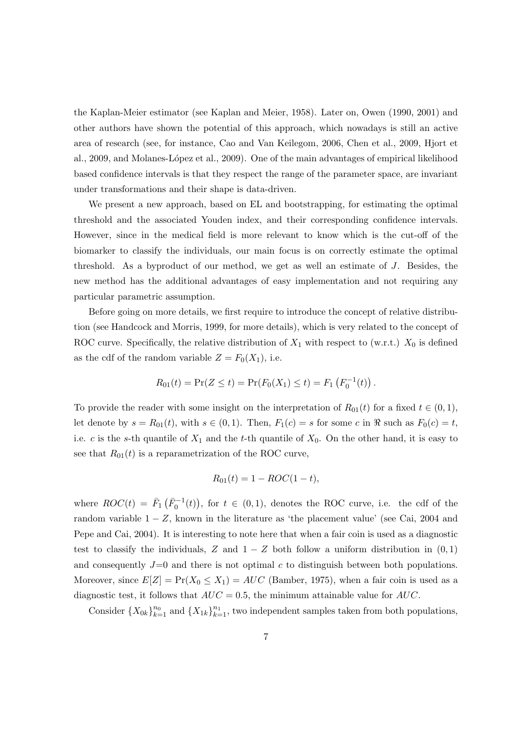the Kaplan-Meier estimator (see Kaplan and Meier, 1958). Later on, Owen (1990, 2001) and other authors have shown the potential of this approach, which nowadays is still an active area of research (see, for instance, Cao and Van Keilegom, 2006, Chen et al., 2009, Hjort et al., 2009, and Molanes-López et al., 2009). One of the main advantages of empirical likelihood based confidence intervals is that they respect the range of the parameter space, are invariant under transformations and their shape is data-driven.

We present a new approach, based on EL and bootstrapping, for estimating the optimal threshold and the associated Youden index, and their corresponding confidence intervals. However, since in the medical field is more relevant to know which is the cut-off of the biomarker to classify the individuals, our main focus is on correctly estimate the optimal threshold. As a byproduct of our method, we get as well an estimate of $J$. Besides, the new method has the additional advantages of easy implementation and not requiring any particular parametric assumption.

Before going on more details, we first require to introduce the concept of relative distribution (see Handcock and Morris, 1999, for more details), which is very related to the concept of ROC curve. Specifically, the relative distribution of $X_1$ with respect to (w.r.t.) $X_0$ is defined as the cdf of the random variable $Z = F_0(X_1)$, i.e.

$$R_{01}(t) = \Pr(Z \leq t) = \Pr(F_0(X_1) \leq t) = F_1\left(F_0^{-1}(t)\right).$$

To provide the reader with some insight on the interpretation of $R_{01}(t)$ for a fixed $t \in (0,1)$, let denote by $s = R_{01}(t)$, with $s \in (0,1)$. Then, $F_1(c) = s$ for some $c$ in $\Re$ such as $F_0(c) = t$, i.e. $c$ is the $s$-th quantile of $X_1$ and the $t$-th quantile of $X_0$. On the other hand, it is easy to see that $R_{01}(t)$ is a reparametrization of the ROC curve,

$$R_{01}(t) = 1 - ROC(1-t),$$

where $ROC(t) = \bar{F}_1\left(\bar{F}_0^{-1}(t)\right)$, for $t \in (0,1)$, denotes the ROC curve, i.e. the cdf of the random variable $1 - Z$, known in the literature as 'the placement value' (see Cai, 2004 and Pepe and Cai, 2004). It is interesting to note here that when a fair coin is used as a diagnostic test to classify the individuals, $Z$ and $1 - Z$ both follow a uniform distribution in $(0,1)$ and consequently $J$=0 and there is not optimal $c$ to distinguish between both populations. Moreover, since $E[Z] = \Pr(X_0 \leq X_1) = AUC$ (Bamber, 1975), when a fair coin is used as a diagnostic test, it follows that $AUC = 0.5$, the minimum attainable value for $AUC$.

Consider $\{X_{0k}\}_{k=1}^{n_0}$ and $\{X_{1k}\}_{k=1}^{n_1}$, two independent samples taken from both populations,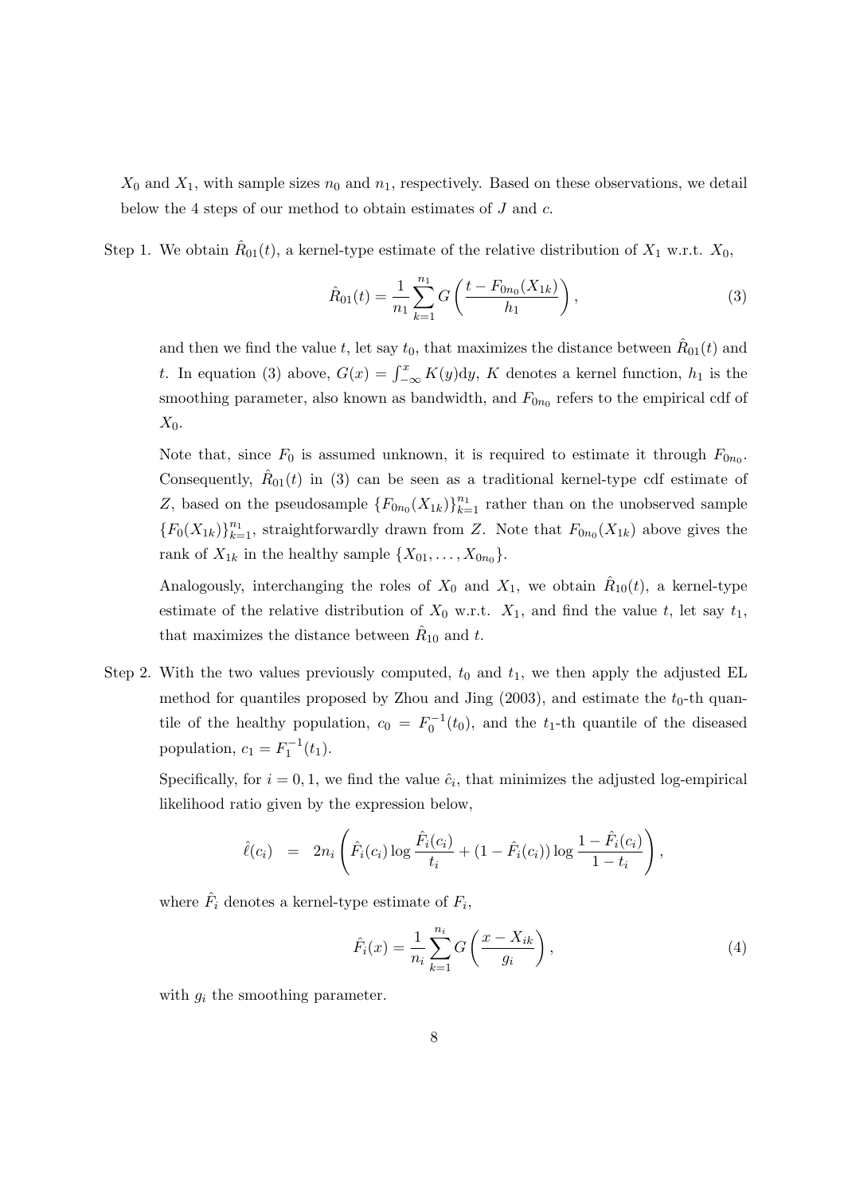$X_0$ and $X_1$, with sample sizes $n_0$ and $n_1$, respectively. Based on these observations, we detail below the 4 steps of our method to obtain estimates of $J$ and $c$.

Step 1. We obtain $\hat{R}_{01}(t)$, a kernel-type estimate of the relative distribution of $X_1$ w.r.t. $X_0$,

$$\hat{R}_{01}(t) = \frac{1}{n_1} \sum_{k=1}^{n_1} G\left( \frac{t - F_{0n_0}(X_{1k})}{h_1} \right), \tag{3}$$

and then we find the value $t$, let say $t_0$, that maximizes the distance between $\hat{R}_{01}(t)$ and $t$. In equation (3) above, $G(x) = \int_{-\infty}^{x} K(y)\mathrm{d}y$, $K$ denotes a kernel function, $h_1$ is the smoothing parameter, also known as bandwidth, and $F_{0n_0}$ refers to the empirical cdf of $X_0$.

Note that, since $F_0$ is assumed unknown, it is required to estimate it through $F_{0n_0}$. Consequently, $\hat{R}_{01}(t)$ in (3) can be seen as a traditional kernel-type cdf estimate of $Z$, based on the pseudosample $\{F_{0n_0}(X_{1k})\}_{k=1}^{n_1}$ rather than on the unobserved sample $\{F_0(X_{1k})\}_{k=1}^{n_1}$, straightforwardly drawn from $Z$. Note that $F_{0n_0}(X_{1k})$ above gives the rank of $X_{1k}$ in the healthy sample $\{X_{01}, \ldots, X_{0n_0}\}$.

Analogously, interchanging the roles of $X_0$ and $X_1$, we obtain $\hat{R}_{10}(t)$, a kernel-type estimate of the relative distribution of $X_0$ w.r.t. $X_1$, and find the value $t$, let say $t_1$, that maximizes the distance between $\hat{R}_{10}$ and $t$.

Step 2. With the two values previously computed, $t_0$ and $t_1$, we then apply the adjusted EL method for quantiles proposed by Zhou and Jing (2003), and estimate the $t_0$-th quantile of the healthy population, $c_0 = F_0^{-1}(t_0)$, and the $t_1$-th quantile of the diseased population, $c_1 = F_1^{-1}(t_1)$.

Specifically, for $i = 0, 1$, we find the value $\hat{c}_i$, that minimizes the adjusted log-empirical likelihood ratio given by the expression below,

$$\hat{\ell}(c_i) \;=\; 2n_i \left( \hat{F}_i(c_i) \log \frac{\hat{F}_i(c_i)}{t_i} + (1 - \hat{F}_i(c_i)) \log \frac{1 - \hat{F}_i(c_i)}{1 - t_i} \right),$$

where $\hat{F}_i$ denotes a kernel-type estimate of $F_i$,

$$\hat{F}_i(x) = \frac{1}{n_i} \sum_{k=1}^{n_i} G\left( \frac{x - X_{ik}}{g_i} \right), \tag{4}$$

with $g_i$ the smoothing parameter.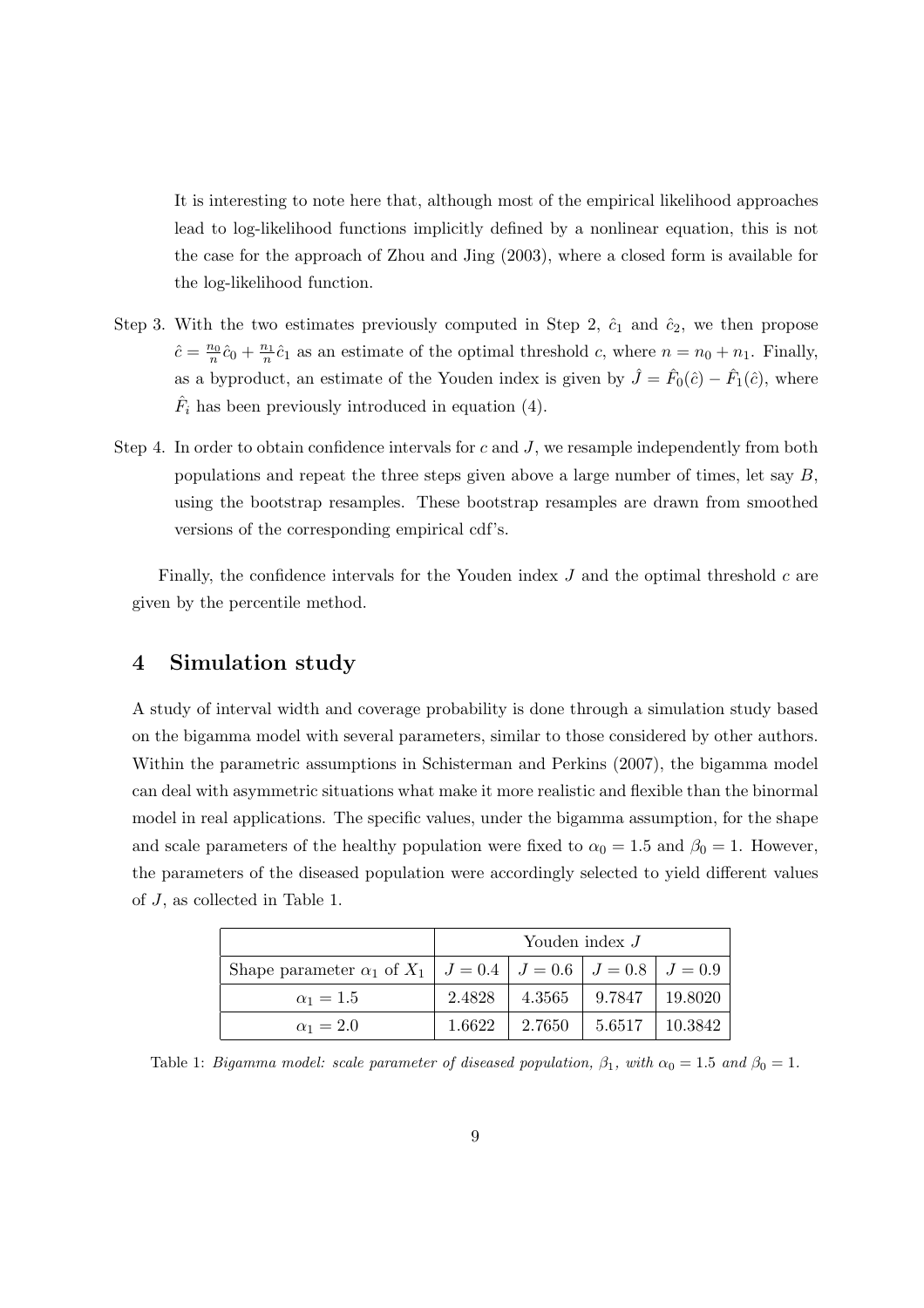It is interesting to note here that, although most of the empirical likelihood approaches lead to log-likelihood functions implicitly defined by a nonlinear equation, this is not the case for the approach of Zhou and Jing (2003), where a closed form is available for the log-likelihood function.

Step 3. With the two estimates previously computed in Step 2, $\hat{c}_1$ and $\hat{c}_2$, we then propose $\hat{c} = \frac{n_0}{n}\hat{c}_0 + \frac{n_1}{n}\hat{c}_1$ as an estimate of the optimal threshold $c$, where $n = n_0 + n_1$. Finally, as a byproduct, an estimate of the Youden index is given by $\hat{J} = \hat{F}_0(\hat{c}) - \hat{F}_1(\hat{c})$, where $\hat{F}_i$ has been previously introduced in equation (4).

Step 4. In order to obtain confidence intervals for $c$ and $J$, we resample independently from both populations and repeat the three steps given above a large number of times, let say $B$, using the bootstrap resamples. These bootstrap resamples are drawn from smoothed versions of the corresponding empirical cdf's.

Finally, the confidence intervals for the Youden index $J$ and the optimal threshold $c$ are given by the percentile method.

## 4 Simulation study

A study of interval width and coverage probability is done through a simulation study based on the bigamma model with several parameters, similar to those considered by other authors. Within the parametric assumptions in Schisterman and Perkins (2007), the bigamma model can deal with asymmetric situations what make it more realistic and flexible than the binormal model in real applications. The specific values, under the bigamma assumption, for the shape and scale parameters of the healthy population were fixed to $\alpha_0 = 1.5$ and $\beta_0 = 1$. However, the parameters of the diseased population were accordingly selected to yield different values of $J$, as collected in Table 1.

| | Youden index $J$ | | | |
|---|---|---|---|---|
| Shape parameter $\alpha_1$ of $X_1$ | $J = 0.4$ | $J = 0.6$ | $J = 0.8$ | $J = 0.9$ |
| $\alpha_1 = 1.5$ | 2.4828 | 4.3565 | 9.7847 | 19.8020 |
| $\alpha_1 = 2.0$ | 1.6622 | 2.7650 | 5.6517 | 10.3842 |

Table 1: *Bigamma model: scale parameter of diseased population, $\beta_1$, with $\alpha_0 = 1.5$ and $\beta_0 = 1$.*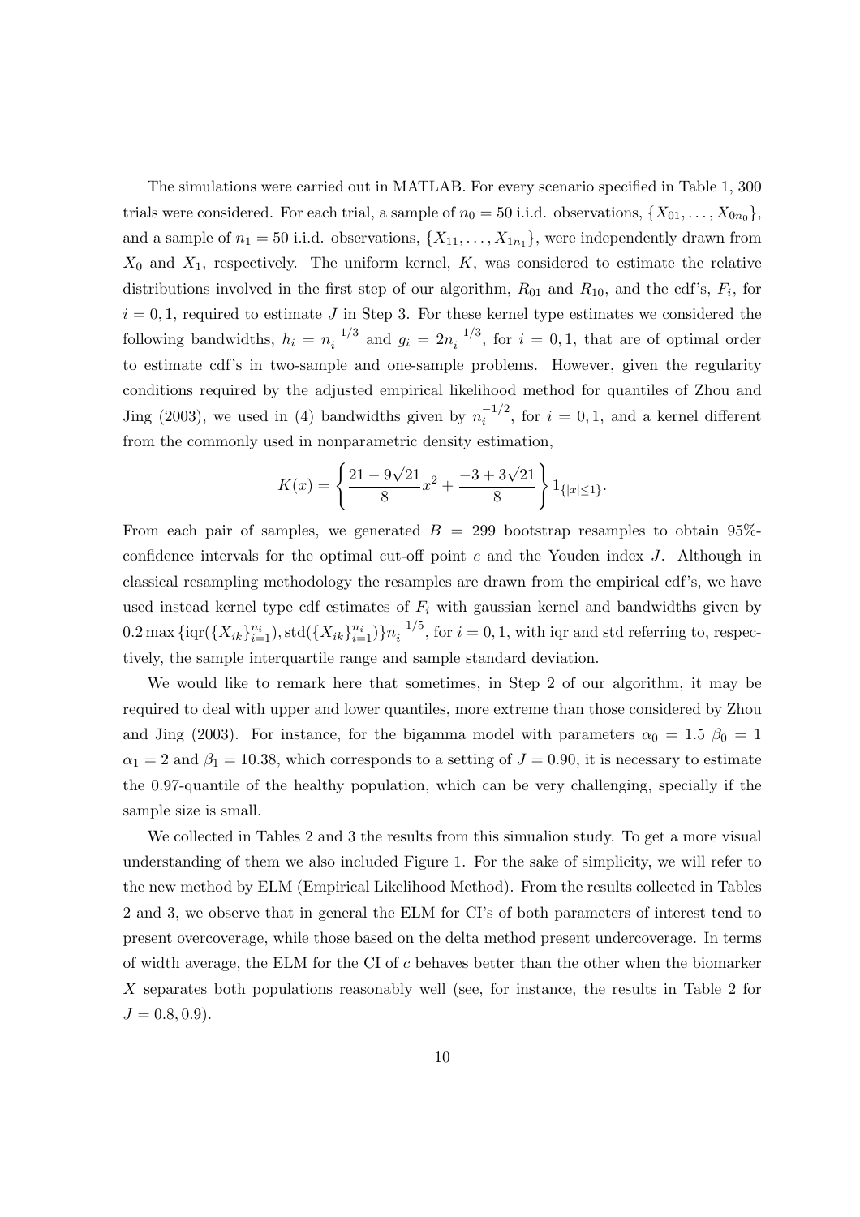The simulations were carried out in MATLAB. For every scenario specified in Table 1, 300 trials were considered. For each trial, a sample of $n_0 = 50$ i.i.d. observations, $\{X_{01}, \ldots, X_{0n_0}\}$, and a sample of $n_1 = 50$ i.i.d. observations, $\{X_{11}, \ldots, X_{1n_1}\}$, were independently drawn from $X_0$ and $X_1$, respectively. The uniform kernel, $K$, was considered to estimate the relative distributions involved in the first step of our algorithm, $R_{01}$ and $R_{10}$, and the cdf's, $F_i$, for $i = 0, 1$, required to estimate $J$ in Step 3. For these kernel type estimates we considered the following bandwidths, $h_i = n_i^{-1/3}$ and $g_i = 2n_i^{-1/3}$, for $i = 0, 1$, that are of optimal order to estimate cdf's in two-sample and one-sample problems. However, given the regularity conditions required by the adjusted empirical likelihood method for quantiles of Zhou and Jing (2003), we used in (4) bandwidths given by $n_i^{-1/2}$, for $i = 0, 1$, and a kernel different from the commonly used in nonparametric density estimation,

$$K(x) = \left\{ \frac{21 - 9\sqrt{21}}{8} x^2 + \frac{-3 + 3\sqrt{21}}{8} \right\} 1_{\{|x| \leq 1\}}.$$

From each pair of samples, we generated $B = 299$ bootstrap resamples to obtain 95%-confidence intervals for the optimal cut-off point $c$ and the Youden index $J$. Although in classical resampling methodology the resamples are drawn from the empirical cdf's, we have used instead kernel type cdf estimates of $F_i$ with gaussian kernel and bandwidths given by $0.2 \max \{\text{iqr}(\{X_{ik}\}_{i=1}^{n_i}), \text{std}(\{X_{ik}\}_{i=1}^{n_i})\} n_i^{-1/5}$, for $i = 0, 1$, with iqr and std referring to, respectively, the sample interquartile range and sample standard deviation.

We would like to remark here that sometimes, in Step 2 of our algorithm, it may be required to deal with upper and lower quantiles, more extreme than those considered by Zhou and Jing (2003). For instance, for the bigamma model with parameters $\alpha_0 = 1.5$ $\beta_0 = 1$ $\alpha_1 = 2$ and $\beta_1 = 10.38$, which corresponds to a setting of $J = 0.90$, it is necessary to estimate the 0.97-quantile of the healthy population, which can be very challenging, specially if the sample size is small.

We collected in Tables 2 and 3 the results from this simulion study. To get a more visual understanding of them we also included Figure 1. For the sake of simplicity, we will refer to the new method by ELM (Empirical Likelihood Method). From the results collected in Tables 2 and 3, we observe that in general the ELM for CI's of both parameters of interest tend to present overcoverage, while those based on the delta method present undercoverage. In terms of width average, the ELM for the CI of $c$ behaves better than the other when the biomarker $X$ separates both populations reasonably well (see, for instance, the results in Table 2 for $J = 0.8, 0.9$).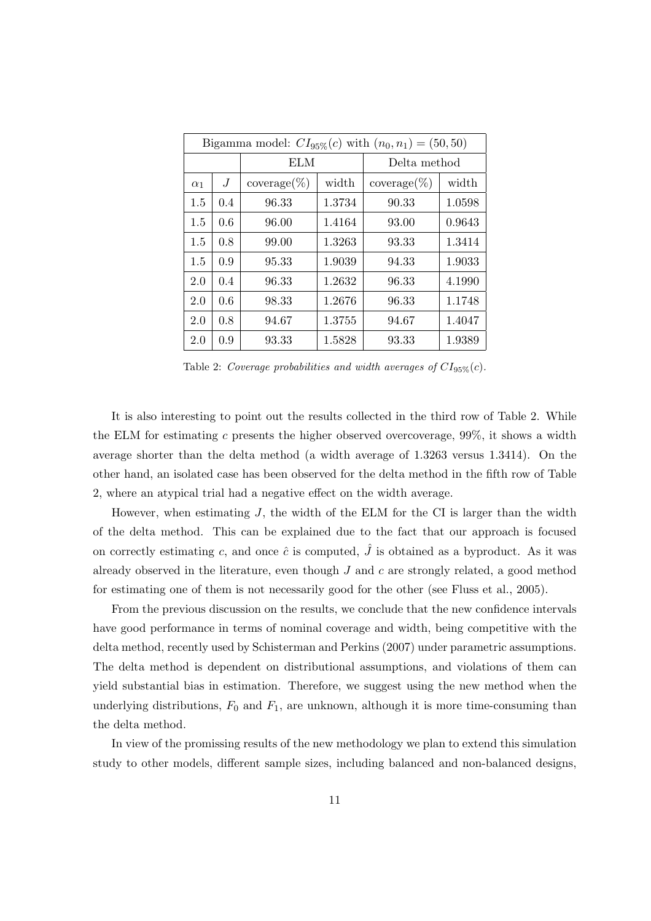| Bigamma model: $CI_{95\%}(c)$ with $(n_0, n_1) = (50, 50)$ | | | | | |
|---|---|---|---|---|---|
| | | ELM | | Delta method | |
| $\alpha_1$ | $J$ | coverage(%) | width | coverage(%) | width |
| 1.5 | 0.4 | 96.33 | 1.3734 | 90.33 | 1.0598 |
| 1.5 | 0.6 | 96.00 | 1.4164 | 93.00 | 0.9643 |
| 1.5 | 0.8 | 99.00 | 1.3263 | 93.33 | 1.3414 |
| 1.5 | 0.9 | 95.33 | 1.9039 | 94.33 | 1.9033 |
| 2.0 | 0.4 | 96.33 | 1.2632 | 96.33 | 4.1990 |
| 2.0 | 0.6 | 98.33 | 1.2676 | 96.33 | 1.1748 |
| 2.0 | 0.8 | 94.67 | 1.3755 | 94.67 | 1.4047 |
| 2.0 | 0.9 | 93.33 | 1.5828 | 93.33 | 1.9389 |

Table 2: *Coverage probabilities and width averages of $CI_{95\%}(c)$.*

It is also interesting to point out the results collected in the third row of Table 2. While the ELM for estimating $c$ presents the higher observed overcoverage, 99%, it shows a width average shorter than the delta method (a width average of 1.3263 versus 1.3414). On the other hand, an isolated case has been observed for the delta method in the fifth row of Table 2, where an atypical trial had a negative effect on the width average.

However, when estimating $J$, the width of the ELM for the CI is larger than the width of the delta method. This can be explained due to the fact that our approach is focused on correctly estimating $c$, and once $\hat{c}$ is computed, $\hat{J}$ is obtained as a byproduct. As it was already observed in the literature, even though $J$ and $c$ are strongly related, a good method for estimating one of them is not necessarily good for the other (see Fluss et al., 2005).

From the previous discussion on the results, we conclude that the new confidence intervals have good performance in terms of nominal coverage and width, being competitive with the delta method, recently used by Schisterman and Perkins (2007) under parametric assumptions. The delta method is dependent on distributional assumptions, and violations of them can yield substantial bias in estimation. Therefore, we suggest using the new method when the underlying distributions, $F_0$ and $F_1$, are unknown, although it is more time-consuming than the delta method.

In view of the promising results of the new methodology we plan to extend this simulation study to other models, different sample sizes, including balanced and non-balanced designs,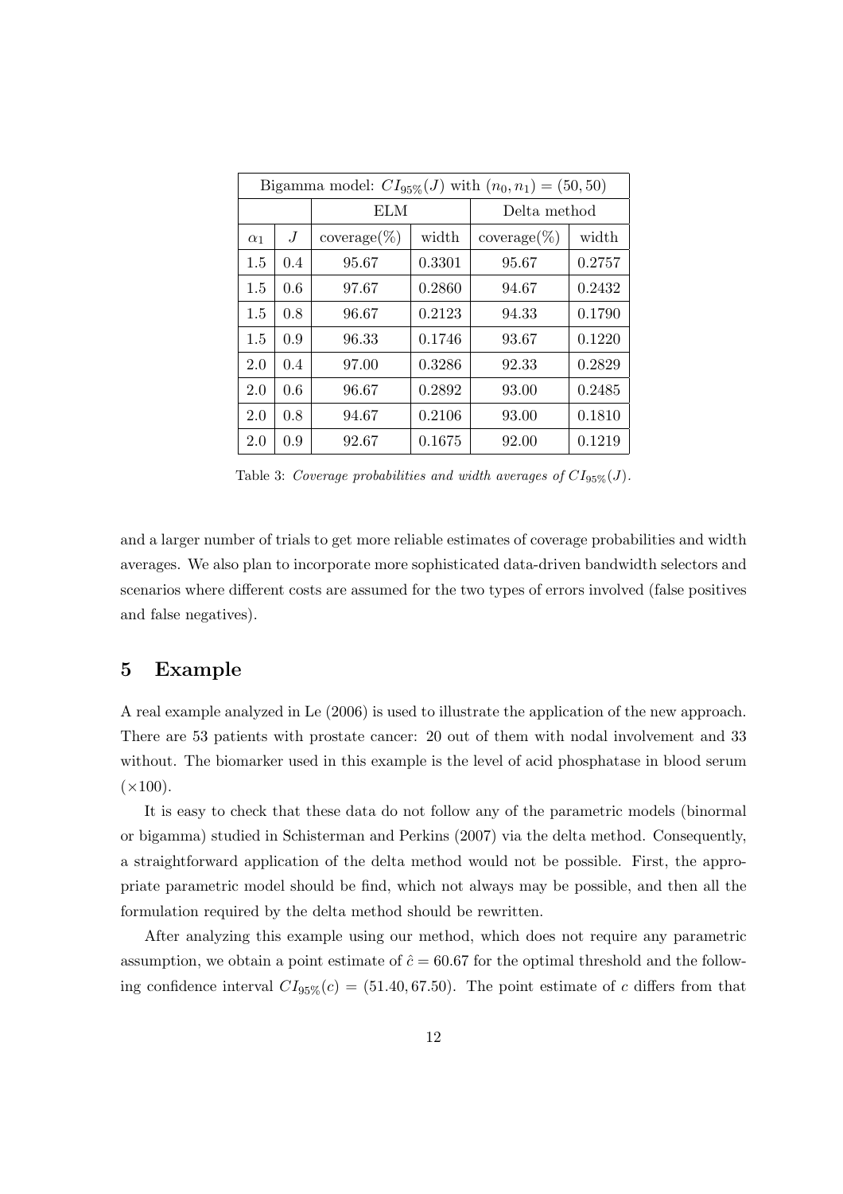| Bigamma model: $CI_{95\%}(J)$ with $(n_0, n_1) = (50, 50)$ | | | | | |
|---|---|---|---|---|---|
| | | ELM | | Delta method | |
| $\alpha_1$ | $J$ | coverage(%) | width | coverage(%) | width |
| 1.5 | 0.4 | 95.67 | 0.3301 | 95.67 | 0.2757 |
| 1.5 | 0.6 | 97.67 | 0.2860 | 94.67 | 0.2432 |
| 1.5 | 0.8 | 96.67 | 0.2123 | 94.33 | 0.1790 |
| 1.5 | 0.9 | 96.33 | 0.1746 | 93.67 | 0.1220 |
| 2.0 | 0.4 | 97.00 | 0.3286 | 92.33 | 0.2829 |
| 2.0 | 0.6 | 96.67 | 0.2892 | 93.00 | 0.2485 |
| 2.0 | 0.8 | 94.67 | 0.2106 | 93.00 | 0.1810 |
| 2.0 | 0.9 | 92.67 | 0.1675 | 92.00 | 0.1219 |

Table 3: *Coverage probabilities and width averages of $CI_{95\%}(J)$.*

and a larger number of trials to get more reliable estimates of coverage probabilities and width averages. We also plan to incorporate more sophisticated data-driven bandwidth selectors and scenarios where different costs are assumed for the two types of errors involved (false positives and false negatives).

## 5 Example

A real example analyzed in Le (2006) is used to illustrate the application of the new approach. There are 53 patients with prostate cancer: 20 out of them with nodal involvement and 33 without. The biomarker used in this example is the level of acid phosphatase in blood serum ($\times 100$).

It is easy to check that these data do not follow any of the parametric models (binormal or bigamma) studied in Schisterman and Perkins (2007) via the delta method. Consequently, a straightforward application of the delta method would not be possible. First, the appropriate parametric model should be find, which not always may be possible, and then all the formulation required by the delta method should be rewritten.

After analyzing this example using our method, which does not require any parametric assumption, we obtain a point estimate of $\hat{c} = 60.67$ for the optimal threshold and the following confidence interval $CI_{95\%}(c) = (51.40, 67.50)$. The point estimate of $c$ differs from that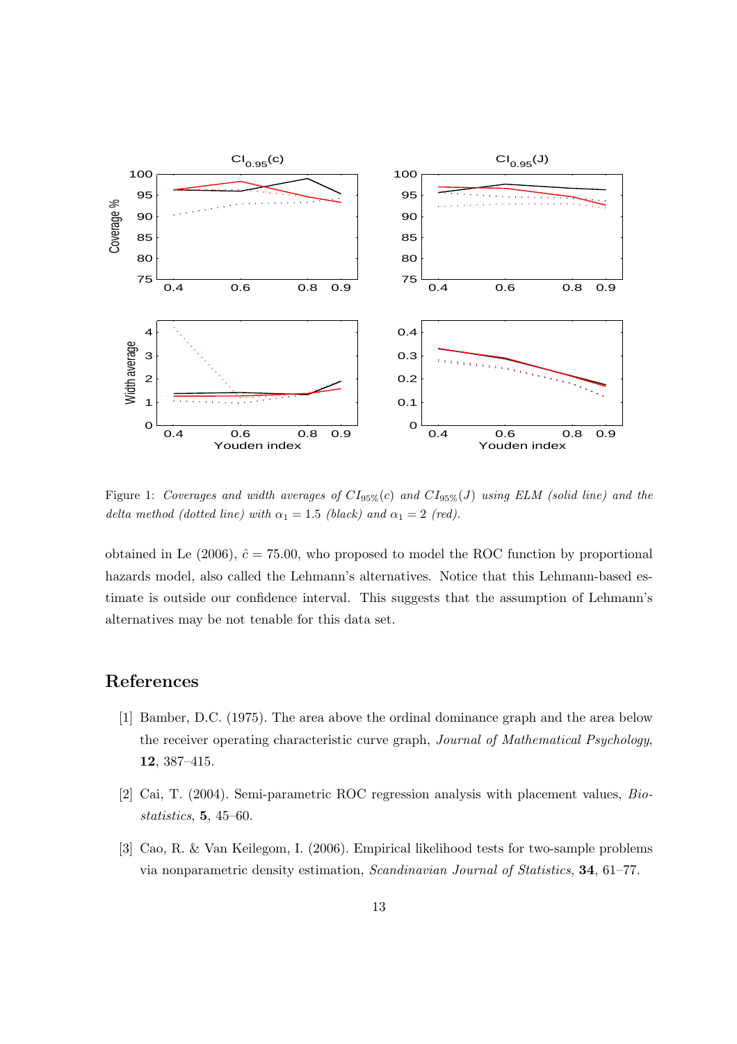Figure 1: *Coverages and width averages of $CI_{95\%}(c)$ and $CI_{95\%}(J)$ using ELM (solid line) and the delta method (dotted line) with $\alpha_1 = 1.5$ (black) and $\alpha_1 = 2$ (red).*

obtained in Le (2006), $\hat{c} = 75.00$, who proposed to model the ROC function by proportional hazards model, also called the Lehmann's alternatives. Notice that this Lehmann-based estimate is outside our confidence interval. This suggests that the assumption of Lehmann's alternatives may be not tenable for this data set.

## References

[1] Bamber, D.C. (1975). The area above the ordinal dominance graph and the area below the receiver operating characteristic curve graph, *Journal of Mathematical Psychology*, **12**, 387–415.

[2] Cai, T. (2004). Semi-parametric ROC regression analysis with placement values, *Biostatistics*, **5**, 45–60.

[3] Cao, R. & Van Keilegom, I. (2006). Empirical likelihood tests for two-sample problems via nonparametric density estimation, *Scandinavian Journal of Statistics*, **34**, 61–77.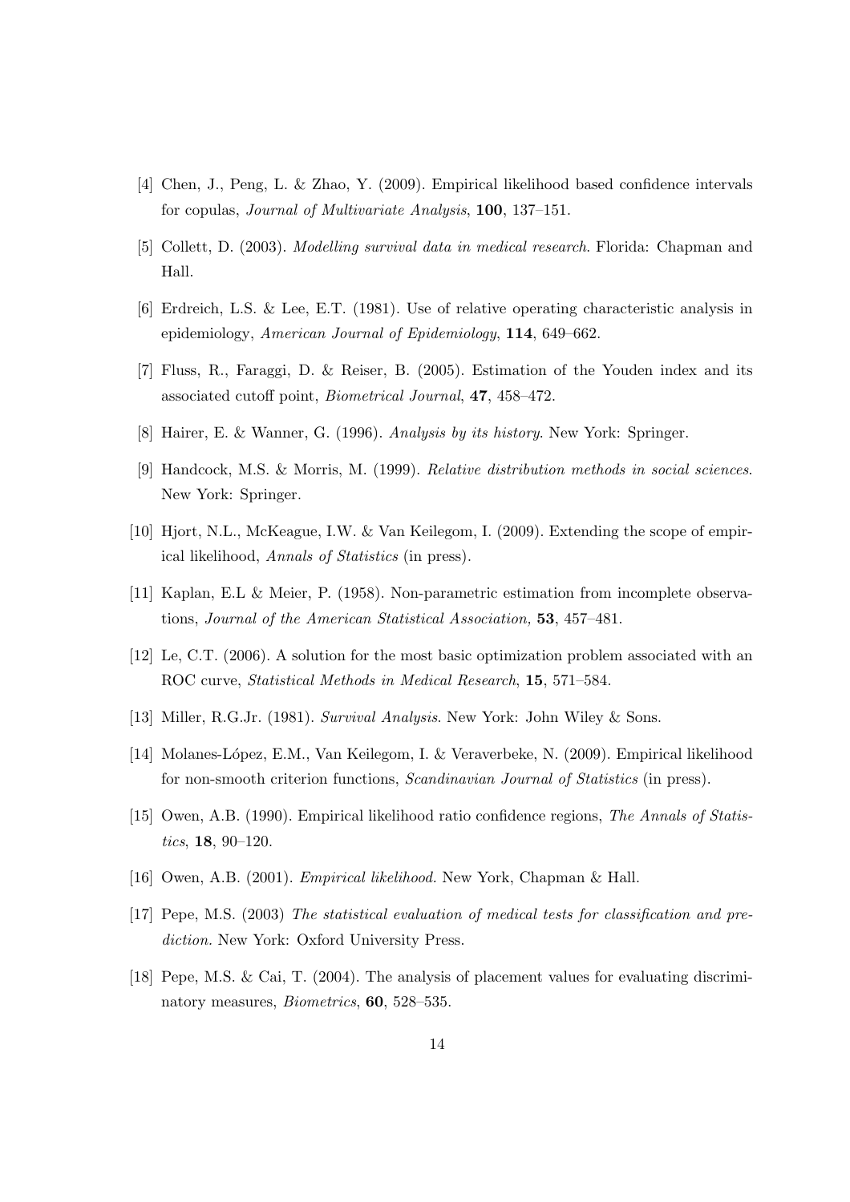[4] Chen, J., Peng, L. & Zhao, Y. (2009). Empirical likelihood based confidence intervals for copulas, *Journal of Multivariate Analysis*, **100**, 137–151.

[5] Collett, D. (2003). *Modelling survival data in medical research*. Florida: Chapman and Hall.

[6] Erdreich, L.S. & Lee, E.T. (1981). Use of relative operating characteristic analysis in epidemiology, *American Journal of Epidemiology*, **114**, 649–662.

[7] Fluss, R., Faraggi, D. & Reiser, B. (2005). Estimation of the Youden index and its associated cutoff point, *Biometrical Journal*, **47**, 458–472.

[8] Hairer, E. & Wanner, G. (1996). *Analysis by its history*. New York: Springer.

[9] Handcock, M.S. & Morris, M. (1999). *Relative distribution methods in social sciences*. New York: Springer.

[10] Hjort, N.L., McKeague, I.W. & Van Keilegom, I. (2009). Extending the scope of empirical likelihood, *Annals of Statistics* (in press).

[11] Kaplan, E.L & Meier, P. (1958). Non-parametric estimation from incomplete observations, *Journal of the American Statistical Association,* **53**, 457–481.

[12] Le, C.T. (2006). A solution for the most basic optimization problem associated with an ROC curve, *Statistical Methods in Medical Research*, **15**, 571–584.

[13] Miller, R.G.Jr. (1981). *Survival Analysis*. New York: John Wiley & Sons.

[14] Molanes-López, E.M., Van Keilegom, I. & Veraverbeke, N. (2009). Empirical likelihood for non-smooth criterion functions, *Scandinavian Journal of Statistics* (in press).

[15] Owen, A.B. (1990). Empirical likelihood ratio confidence regions, *The Annals of Statistics*, **18**, 90–120.

[16] Owen, A.B. (2001). *Empirical likelihood.* New York, Chapman & Hall.

[17] Pepe, M.S. (2003) *The statistical evaluation of medical tests for classification and prediction.* New York: Oxford University Press.

[18] Pepe, M.S. & Cai, T. (2004). The analysis of placement values for evaluating discriminatory measures, *Biometrics*, **60**, 528–535.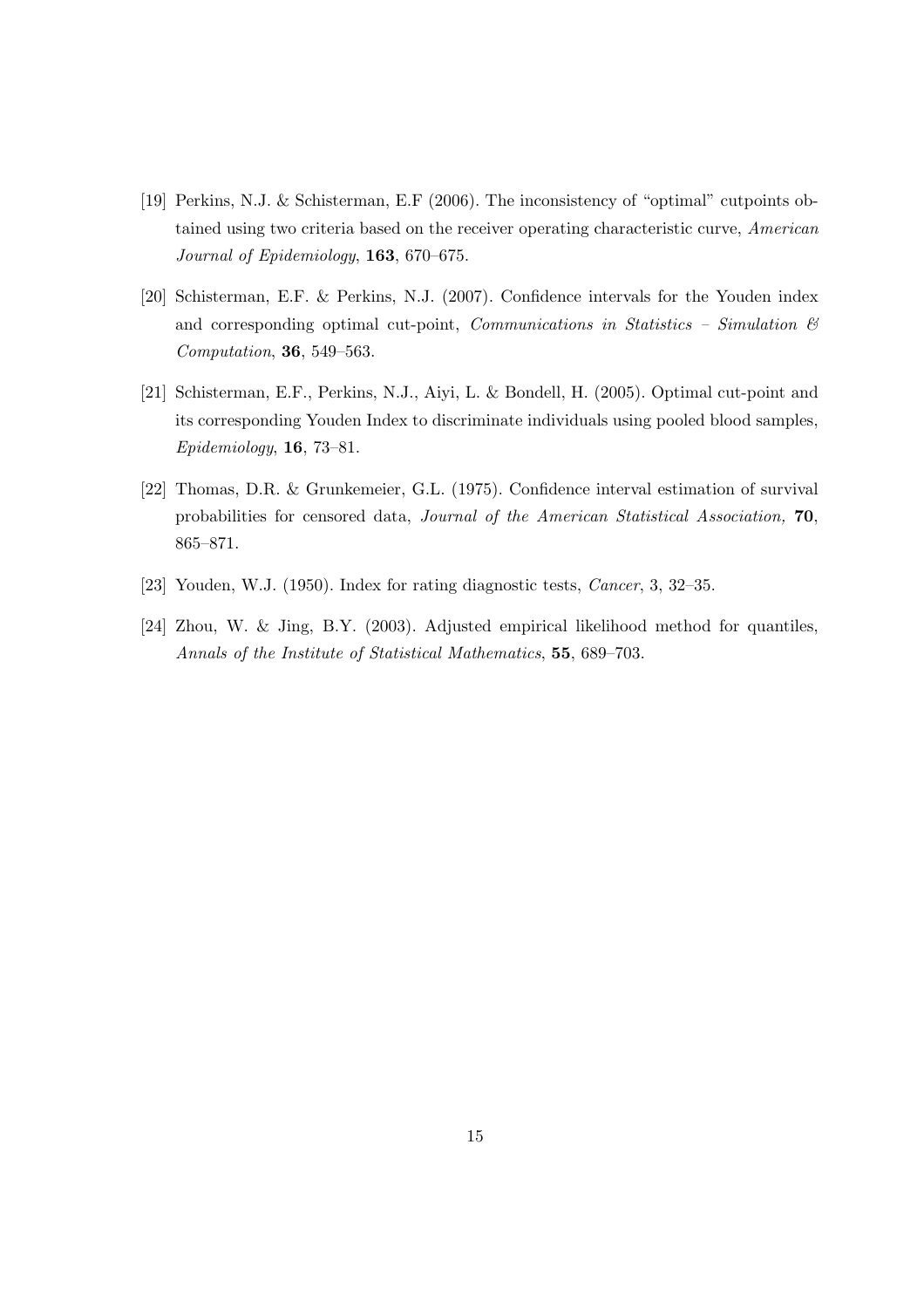[19] Perkins, N.J. & Schisterman, E.F (2006). The inconsistency of "optimal" cutpoints obtained using two criteria based on the receiver operating characteristic curve, *American Journal of Epidemiology*, **163**, 670–675.

[20] Schisterman, E.F. & Perkins, N.J. (2007). Confidence intervals for the Youden index and corresponding optimal cut-point, *Communications in Statistics – Simulation & Computation*, **36**, 549–563.

[21] Schisterman, E.F., Perkins, N.J., Aiyi, L. & Bondell, H. (2005). Optimal cut-point and its corresponding Youden Index to discriminate individuals using pooled blood samples, *Epidemiology*, **16**, 73–81.

[22] Thomas, D.R. & Grunkemeier, G.L. (1975). Confidence interval estimation of survival probabilities for censored data, *Journal of the American Statistical Association,* **70**, 865–871.

[23] Youden, W.J. (1950). Index for rating diagnostic tests, *Cancer*, 3, 32–35.

[24] Zhou, W. & Jing, B.Y. (2003). Adjusted empirical likelihood method for quantiles, *Annals of the Institute of Statistical Mathematics*, **55**, 689–703.